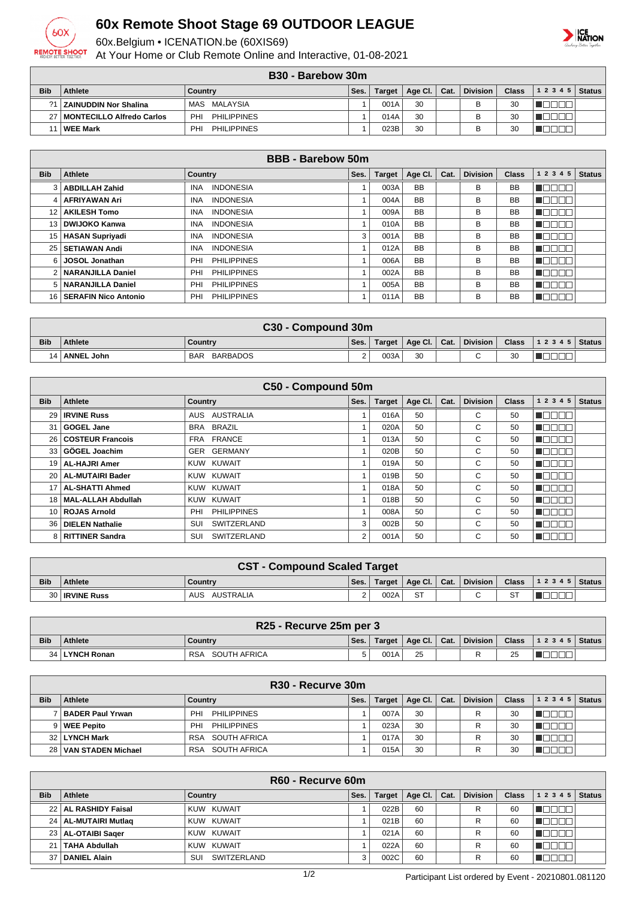# 60x Remote Shoot Stage 69 OUTDOOR LEAGUE

60x.Belgium • ICENATION.be (60XIS69)

At Your Home or Club Remote Online and Interactive, 01-08-2021

| B30 - Barebow 30m | | | | | | | | | | |
|---|---|---|---|---|---|---|---|---|---|---|
| Bib | Athlete | Country | Ses. | Target | Age Cl. | Cat. | Division | Class | 1 2 3 4 5 | Status |
| ?1 | ZAINUDDIN Nor Shalina | MAS MALAYSIA | 1 | 001A | 30 | | B | 30 | | |
| 27 | MONTECILLO Alfredo Carlos | PHI PHILIPPINES | 1 | 014A | 30 | | B | 30 | | |
| 11 | WEE Mark | PHI PHILIPPINES | 1 | 023B | 30 | | B | 30 | | |

| BBB - Barebow 50m | | | | | | | | | | |
|---|---|---|---|---|---|---|---|---|---|---|
| Bib | Athlete | Country | Ses. | Target | Age Cl. | Cat. | Division | Class | 1 2 3 4 5 | Status |
| 3 | ABDILLAH Zahid | INA INDONESIA | 1 | 003A | BB | | B | BB | | |
| 4 | AFRIYAWAN Ari | INA INDONESIA | 1 | 004A | BB | | B | BB | | |
| 12 | AKILESH Tomo | INA INDONESIA | 1 | 009A | BB | | B | BB | | |
| 13 | DWIJOKO Kanwa | INA INDONESIA | 1 | 010A | BB | | B | BB | | |
| 15 | HASAN Supriyadi | INA INDONESIA | 3 | 001A | BB | | B | BB | | |
| 25 | SETIAWAN Andi | INA INDONESIA | 1 | 012A | BB | | B | BB | | |
| 6 | JOSOL Jonathan | PHI PHILIPPINES | 1 | 006A | BB | | B | BB | | |
| 2 | NARANJILLA Daniel | PHI PHILIPPINES | 1 | 002A | BB | | B | BB | | |
| 5 | NARANJILLA Daniel | PHI PHILIPPINES | 1 | 005A | BB | | B | BB | | |
| 16 | SERAFIN Nico Antonio | PHI PHILIPPINES | 1 | 011A | BB | | B | BB | | |

| C30 - Compound 30m | | | | | | | | | | |
|---|---|---|---|---|---|---|---|---|---|---|
| Bib | Athlete | Country | Ses. | Target | Age Cl. | Cat. | Division | Class | 1 2 3 4 5 | Status |
| 14 | ANNEL John | BAR BARBADOS | 2 | 003A | 30 | | C | 30 | | |

| C50 - Compound 50m | | | | | | | | | | |
|---|---|---|---|---|---|---|---|---|---|---|
| Bib | Athlete | Country | Ses. | Target | Age Cl. | Cat. | Division | Class | 1 2 3 4 5 | Status |
| 29 | IRVINE Russ | AUS AUSTRALIA | 1 | 016A | 50 | | C | 50 | | |
| 31 | GOGEL Jane | BRA BRAZIL | 1 | 020A | 50 | | C | 50 | | |
| 26 | COSTEUR Francois | FRA FRANCE | 1 | 013A | 50 | | C | 50 | | |
| 33 | GÖGEL Joachim | GER GERMANY | 1 | 020B | 50 | | C | 50 | | |
| 19 | AL-HAJRI Amer | KUW KUWAIT | 1 | 019A | 50 | | C | 50 | | |
| 20 | AL-MUTAIRI Bader | KUW KUWAIT | 1 | 019B | 50 | | C | 50 | | |
| 17 | AL-SHATTI Ahmed | KUW KUWAIT | 1 | 018A | 50 | | C | 50 | | |
| 18 | MAL-ALLAH Abdullah | KUW KUWAIT | 1 | 018B | 50 | | C | 50 | | |
| 10 | ROJAS Arnold | PHI PHILIPPINES | 1 | 008A | 50 | | C | 50 | | |
| 36 | DIELEN Nathalie | SUI SWITZERLAND | 3 | 002B | 50 | | C | 50 | | |
| 8 | RITTINER Sandra | SUI SWITZERLAND | 2 | 001A | 50 | | C | 50 | | |

| CST - Compound Scaled Target | | | | | | | | | | |
|---|---|---|---|---|---|---|---|---|---|---|
| Bib | Athlete | Country | Ses. | Target | Age Cl. | Cat. | Division | Class | 1 2 3 4 5 | Status |
| 30 | IRVINE Russ | AUS AUSTRALIA | 2 | 002A | ST | | C | ST | | |

| R25 - Recurve 25m per 3 | | | | | | | | | | |
|---|---|---|---|---|---|---|---|---|---|---|
| Bib | Athlete | Country | Ses. | Target | Age Cl. | Cat. | Division | Class | 1 2 3 4 5 | Status |
| 34 | LYNCH Ronan | RSA SOUTH AFRICA | 5 | 001A | 25 | | R | 25 | | |

| R30 - Recurve 30m | | | | | | | | | | |
|---|---|---|---|---|---|---|---|---|---|---|
| Bib | Athlete | Country | Ses. | Target | Age Cl. | Cat. | Division | Class | 1 2 3 4 5 | Status |
| 7 | BADER Paul Yrwan | PHI PHILIPPINES | 1 | 007A | 30 | | R | 30 | | |
| 9 | WEE Pepito | PHI PHILIPPINES | 1 | 023A | 30 | | R | 30 | | |
| 32 | LYNCH Mark | RSA SOUTH AFRICA | 1 | 017A | 30 | | R | 30 | | |
| 28 | VAN STADEN Michael | RSA SOUTH AFRICA | 1 | 015A | 30 | | R | 30 | | |

| R60 - Recurve 60m | | | | | | | | | | |
|---|---|---|---|---|---|---|---|---|---|---|
| Bib | Athlete | Country | Ses. | Target | Age Cl. | Cat. | Division | Class | 1 2 3 4 5 | Status |
| 22 | AL RASHIDY Faisal | KUW KUWAIT | 1 | 022B | 60 | | R | 60 | | |
| 24 | AL-MUTAIRI Mutlaq | KUW KUWAIT | 1 | 021B | 60 | | R | 60 | | |
| 23 | AL-OTAIBI Saqer | KUW KUWAIT | 1 | 021A | 60 | | R | 60 | | |
| 21 | TAHA Abdullah | KUW KUWAIT | 1 | 022A | 60 | | R | 60 | | |
| 37 | DANIEL Alain | SUI SWITZERLAND | 3 | 002C | 60 | | R | 60 | | |

Participant List ordered by Event - 20210801.081120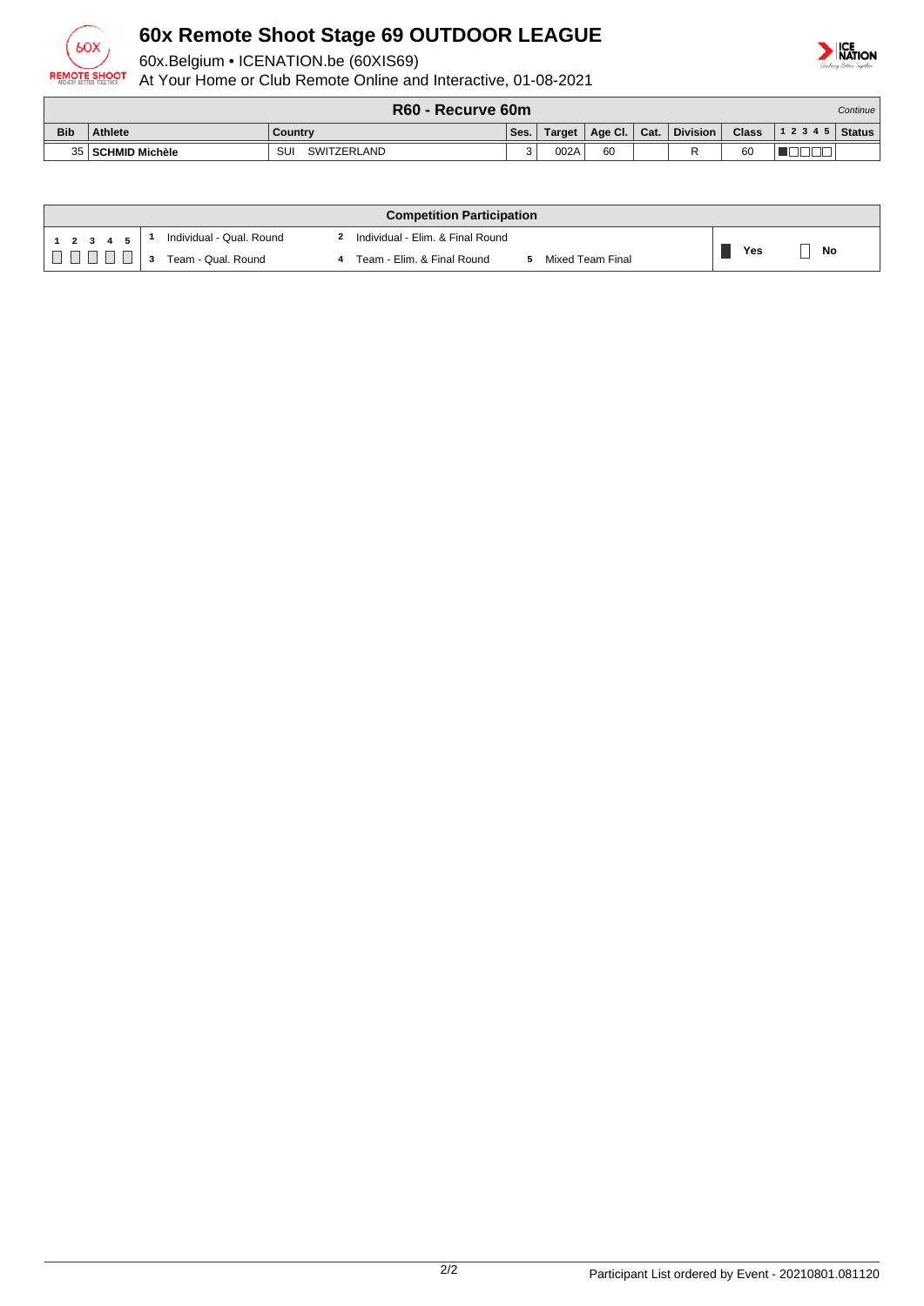# 60x Remote Shoot Stage 69 OUTDOOR LEAGUE

60x.Belgium • ICENATION.be (60XIS69)

At Your Home or Club Remote Online and Interactive, 01-08-2021

**R60 - Recurve 60m** *Continue*

| Bib | Athlete | Country | Ses. | Target | Age Cl. | Cat. | Division | Class | 1 2 3 4 5 | Status |
|---|---|---|---|---|---|---|---|---|---|---|
| 35 | **SCHMID Michèle** | SUI SWITZERLAND | 3 | 002A | 60 | | R | 60 | ■□□□□ | |

**Competition Participation**

| | | | |
|---|---|---|---|
| 1 2 3 4 5 | 1 Individual - Qual. Round | 2 Individual - Elim. & Final Round | ■ Yes □ No |
| □ □ □ □ □ | 3 Team - Qual. Round | 4 Team - Elim. & Final Round 5 Mixed Team Final | |

Participant List ordered by Event - 20210801.081120